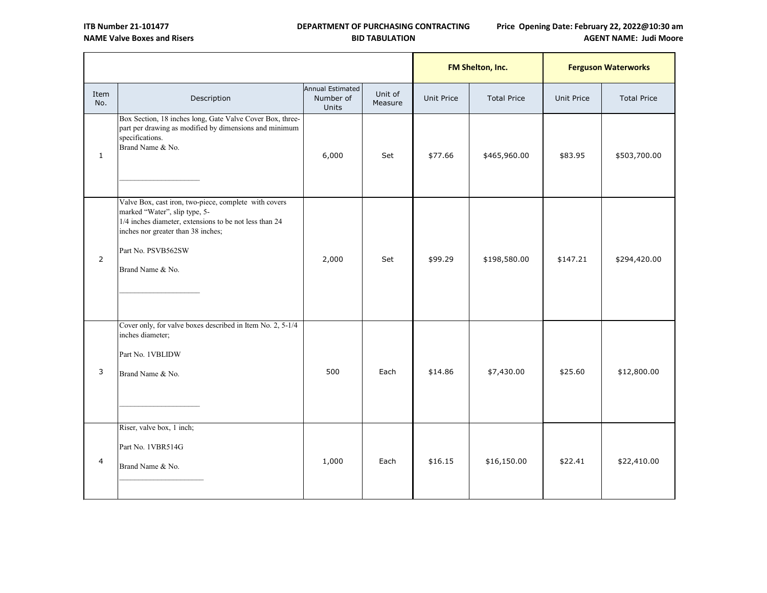**ITB Number 21-101477**
**NAME Valve Boxes and Risers**

**DEPARTMENT OF PURCHASING CONTRACTING**
**BID TABULATION**

**Price Opening Date: February 22, 2022@10:30 am**
**AGENT NAME: Judi Moore**

| | | | | FM Shelton, Inc. | | Ferguson Waterworks | |
|---|---|---|---|---|---|---|---|
| Item No. | Description | Annual Estimated Number of Units | Unit of Measure | Unit Price | Total Price | Unit Price | Total Price |
| 1 | Box Section, 18 inches long, Gate Valve Cover Box, three-part per drawing as modified by dimensions and minimum specifications.<br>Brand Name & No.<br>____________________ | 6,000 | Set | $77.66 | $465,960.00 | $83.95 | $503,700.00 |
| 2 | Valve Box, cast iron, two-piece, complete with covers marked "Water", slip type, 5-1/4 inches diameter, extensions to be not less than 24 inches nor greater than 38 inches;<br>Part No. PSVB562SW<br>Brand Name & No.<br>____________________ | 2,000 | Set | $99.29 | $198,580.00 | $147.21 | $294,420.00 |
| 3 | Cover only, for valve boxes described in Item No. 2, 5-1/4 inches diameter;<br>Part No. 1VBLIDW<br>Brand Name & No.<br>____________________ | 500 | Each | $14.86 | $7,430.00 | $25.60 | $12,800.00 |
| 4 | Riser, valve box, 1 inch;<br>Part No. 1VBR514G<br>Brand Name & No.<br>____________________ | 1,000 | Each | $16.15 | $16,150.00 | $22.41 | $22,410.00 |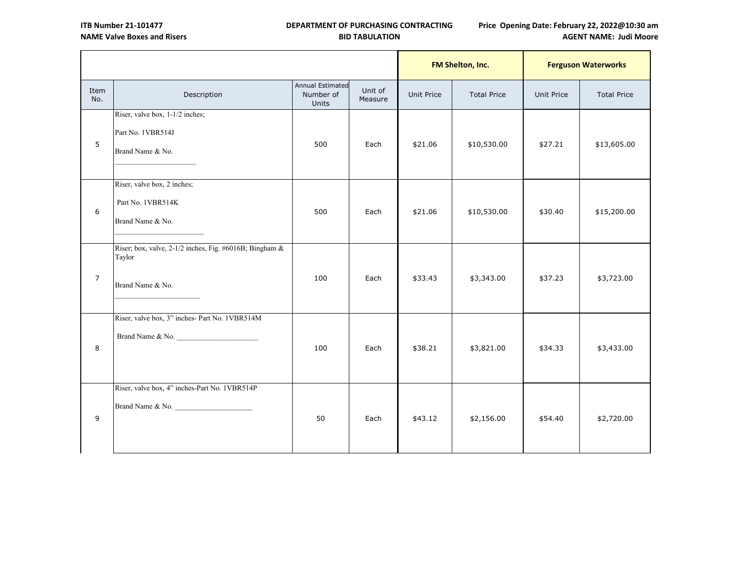ITB Number 21-101477 | DEPARTMENT OF PURCHASING CONTRACTING | Price Opening Date: February 22, 2022@10:30 am
NAME Valve Boxes and Risers | BID TABULATION | AGENT NAME: Judi Moore

| | | | | FM Shelton, Inc. | | Ferguson Waterworks | |
|---|---|---|---|---|---|---|---|
| Item No. | Description | Annual Estimated Number of Units | Unit of Measure | Unit Price | Total Price | Unit Price | Total Price |
| 5 | Riser, valve box, 1-1/2 inches; Part No. 1VBR514J Brand Name & No. ______________________ | 500 | Each | $21.06 | $10,530.00 | $27.21 | $13,605.00 |
| 6 | Riser, valve box, 2 inches; Part No. 1VBR514K Brand Name & No. ______________________ | 500 | Each | $21.06 | $10,530.00 | $30.40 | $15,200.00 |
| 7 | Riser; box, valve, 2-1/2 inches, Fig. #6016B; Bingham & Taylor Brand Name & No. ______________________ | 100 | Each | $33.43 | $3,343.00 | $37.23 | $3,723.00 |
| 8 | Riser, valve box, 3" inches- Part No. 1VBR514M Brand Name & No. ______________________ | 100 | Each | $38.21 | $3,821.00 | $34.33 | $3,433.00 |
| 9 | Riser, valve box, 4" inches-Part No. 1VBR514P Brand Name & No. ______________________ | 50 | Each | $43.12 | $2,156.00 | $54.40 | $2,720.00 |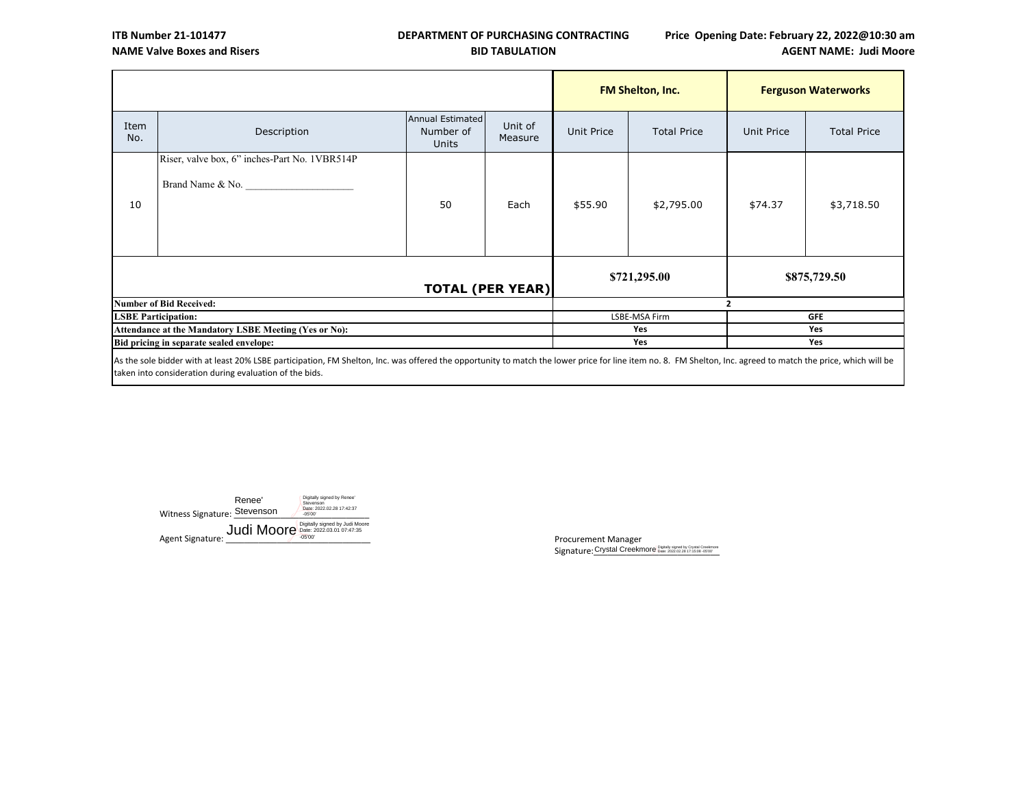**ITB Number 21-101477**
**NAME Valve Boxes and Risers**

**DEPARTMENT OF PURCHASING CONTRACTING**
**BID TABULATION**

**Price Opening Date: February 22, 2022@10:30 am**
**AGENT NAME: Judi Moore**

| | | | | FM Shelton, Inc. | | Ferguson Waterworks | |
|---|---|---|---|---|---|---|---|
| Item No. | Description | Annual Estimated Number of Units | Unit of Measure | Unit Price | Total Price | Unit Price | Total Price |
| 10 | Riser, valve box, 6" inches-Part No. 1VBR514P<br><br>Brand Name & No. ____________________ | 50 | Each | $55.90 | $2,795.00 | $74.37 | $3,718.50 |
| | | | **TOTAL (PER YEAR)** | **$721,295.00** | | **$875,729.50** | |
| **Number of Bid Received:** | | | | **2** | | | |
| **LSBE Participation:** | | | | LSBE-MSA Firm | | **GFE** | |
| **Attendance at the Mandatory LSBE Meeting (Yes or No):** | | | | **Yes** | | **Yes** | |
| **Bid pricing in separate sealed envelope:** | | | | **Yes** | | **Yes** | |

As the sole bidder with at least 20% LSBE participation, FM Shelton, Inc. was offered the opportunity to match the lower price for line item no. 8. FM Shelton, Inc. agreed to match the price, which will be taken into consideration during evaluation of the bids.

Witness Signature: Renee' Stevenson (Digitally signed by Renee' Stevenson Date: 2022.02.28 17:42:37 -05'00')

Agent Signature: Judi Moore (Digitally signed by Judi Moore Date: 2022.03.01 07:47:35 -05'00')

Procurement Manager Signature: Crystal Creekmore (Digitally signed by Crystal Creekmore Date: 2022.02.28 17:15:08 -05'00')